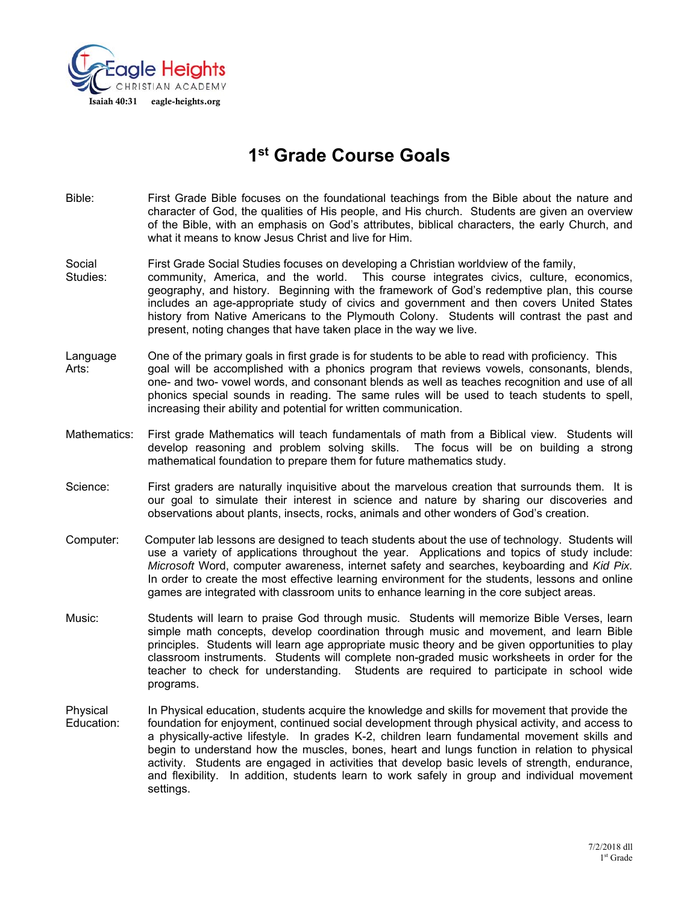Eagle Heights

CHRISTIAN ACADEMY

Isaiah 40:31 eagle-heights.org

# 1st Grade Course Goals

**Bible:** First Grade Bible focuses on the foundational teachings from the Bible about the nature and character of God, the qualities of His people, and His church. Students are given an overview of the Bible, with an emphasis on God's attributes, biblical characters, the early Church, and what it means to know Jesus Christ and live for Him.

**Social Studies:** First Grade Social Studies focuses on developing a Christian worldview of the family, community, America, and the world. This course integrates civics, culture, economics, geography, and history. Beginning with the framework of God's redemptive plan, this course includes an age-appropriate study of civics and government and then covers United States history from Native Americans to the Plymouth Colony. Students will contrast the past and present, noting changes that have taken place in the way we live.

**Language Arts:** One of the primary goals in first grade is for students to be able to read with proficiency. This goal will be accomplished with a phonics program that reviews vowels, consonants, blends, one- and two- vowel words, and consonant blends as well as teaches recognition and use of all phonics special sounds in reading. The same rules will be used to teach students to spell, increasing their ability and potential for written communication.

**Mathematics:** First grade Mathematics will teach fundamentals of math from a Biblical view. Students will develop reasoning and problem solving skills. The focus will be on building a strong mathematical foundation to prepare them for future mathematics study.

**Science:** First graders are naturally inquisitive about the marvelous creation that surrounds them. It is our goal to simulate their interest in science and nature by sharing our discoveries and observations about plants, insects, rocks, animals and other wonders of God's creation.

**Computer:** Computer lab lessons are designed to teach students about the use of technology. Students will use a variety of applications throughout the year. Applications and topics of study include: *Microsoft* Word, computer awareness, internet safety and searches, keyboarding and *Kid Pix.* In order to create the most effective learning environment for the students, lessons and online games are integrated with classroom units to enhance learning in the core subject areas.

**Music:** Students will learn to praise God through music. Students will memorize Bible Verses, learn simple math concepts, develop coordination through music and movement, and learn Bible principles. Students will learn age appropriate music theory and be given opportunities to play classroom instruments. Students will complete non-graded music worksheets in order for the teacher to check for understanding. Students are required to participate in school wide programs.

**Physical Education:** In Physical education, students acquire the knowledge and skills for movement that provide the foundation for enjoyment, continued social development through physical activity, and access to a physically-active lifestyle. In grades K-2, children learn fundamental movement skills and begin to understand how the muscles, bones, heart and lungs function in relation to physical activity. Students are engaged in activities that develop basic levels of strength, endurance, and flexibility. In addition, students learn to work safely in group and individual movement settings.

7/2/2018 dll
1st Grade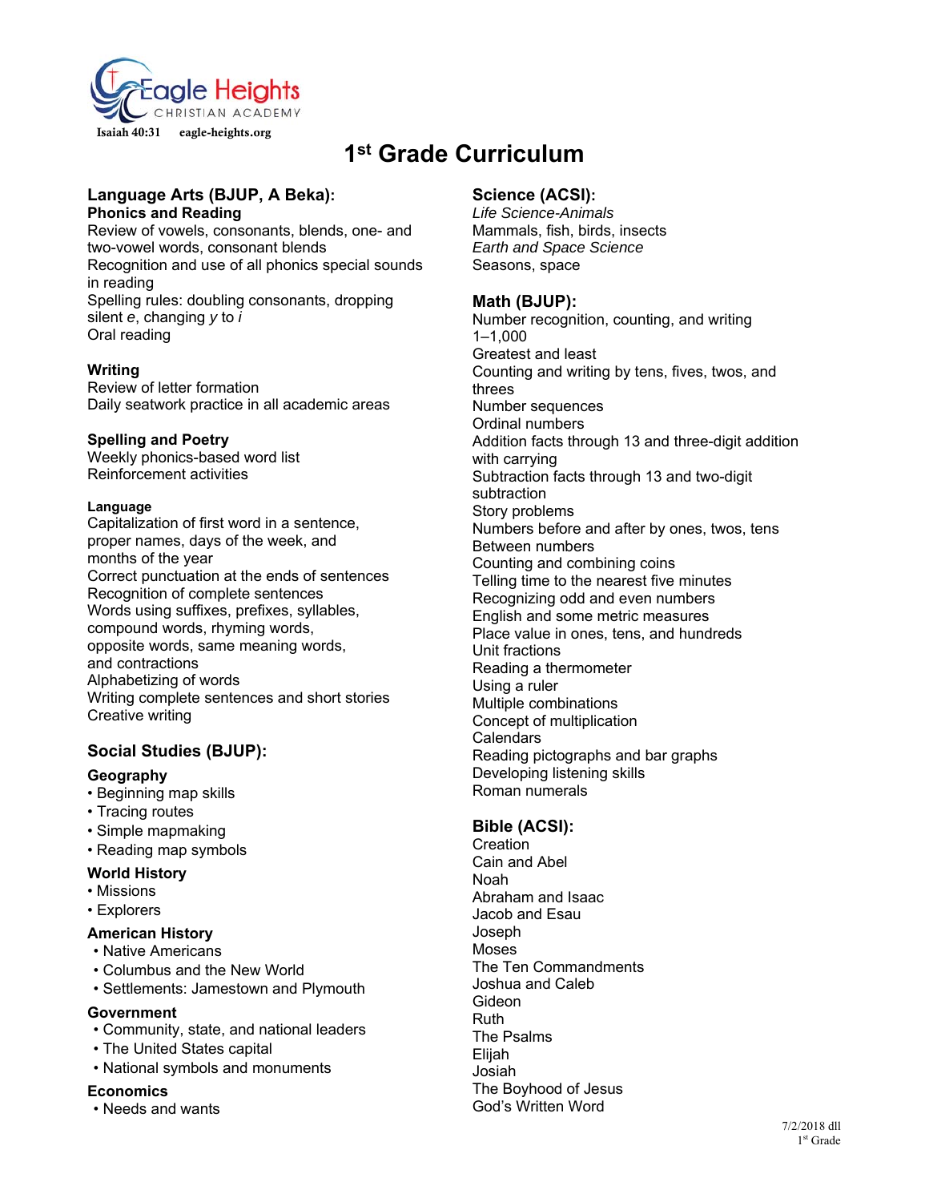Eagle Heights Christian Academy

Isaiah 40:31 eagle-heights.org

# 1st Grade Curriculum

## Language Arts (BJUP, A Beka):

### Phonics and Reading

Review of vowels, consonants, blends, one- and two-vowel words, consonant blends
Recognition and use of all phonics special sounds in reading
Spelling rules: doubling consonants, dropping silent *e*, changing *y* to *i*
Oral reading

### Writing

Review of letter formation
Daily seatwork practice in all academic areas

### Spelling and Poetry

Weekly phonics-based word list
Reinforcement activities

### Language

Capitalization of first word in a sentence, proper names, days of the week, and months of the year
Correct punctuation at the ends of sentences
Recognition of complete sentences
Words using suffixes, prefixes, syllables, compound words, rhyming words, opposite words, same meaning words, and contractions
Alphabetizing of words
Writing complete sentences and short stories
Creative writing

## Social Studies (BJUP):

### Geography

- Beginning map skills
- Tracing routes
- Simple mapmaking
- Reading map symbols

### World History

- Missions
- Explorers

### American History

- Native Americans
- Columbus and the New World
- Settlements: Jamestown and Plymouth

### Government

- Community, state, and national leaders
- The United States capital
- National symbols and monuments

### Economics

- Needs and wants

## Science (ACSI):

*Life Science-Animals*
Mammals, fish, birds, insects
*Earth and Space Science*
Seasons, space

## Math (BJUP):

Number recognition, counting, and writing 1–1,000
Greatest and least
Counting and writing by tens, fives, twos, and threes
Number sequences
Ordinal numbers
Addition facts through 13 and three-digit addition with carrying
Subtraction facts through 13 and two-digit subtraction
Story problems
Numbers before and after by ones, twos, tens
Between numbers
Counting and combining coins
Telling time to the nearest five minutes
Recognizing odd and even numbers
English and some metric measures
Place value in ones, tens, and hundreds
Unit fractions
Reading a thermometer
Using a ruler
Multiple combinations
Concept of multiplication
Calendars
Reading pictographs and bar graphs
Developing listening skills
Roman numerals

## Bible (ACSI):

Creation
Cain and Abel
Noah
Abraham and Isaac
Jacob and Esau
Joseph
Moses
The Ten Commandments
Joshua and Caleb
Gideon
Ruth
The Psalms
Elijah
Josiah
The Boyhood of Jesus
God's Written Word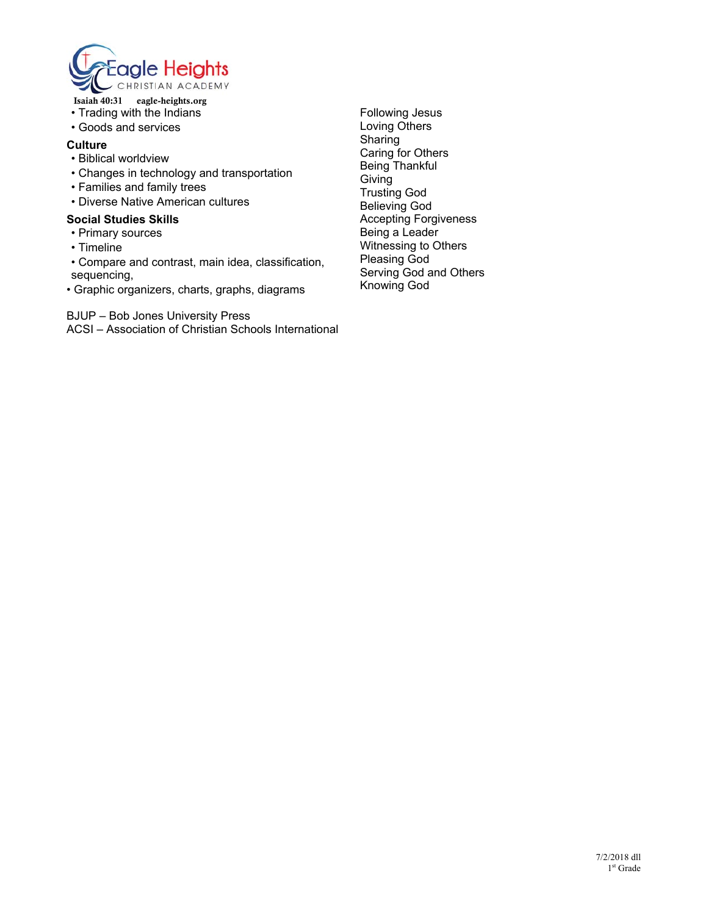- Trading with the Indians
- Goods and services

**Culture**

- Biblical worldview
- Changes in technology and transportation
- Families and family trees
- Diverse Native American cultures

**Social Studies Skills**

- Primary sources
- Timeline
- Compare and contrast, main idea, classification, sequencing,
- Graphic organizers, charts, graphs, diagrams

BJUP – Bob Jones University Press
ACSI – Association of Christian Schools International

Following Jesus
Loving Others
Sharing
Caring for Others
Being Thankful
Giving
Trusting God
Believing God
Accepting Forgiveness
Being a Leader
Witnessing to Others
Pleasing God
Serving God and Others
Knowing God